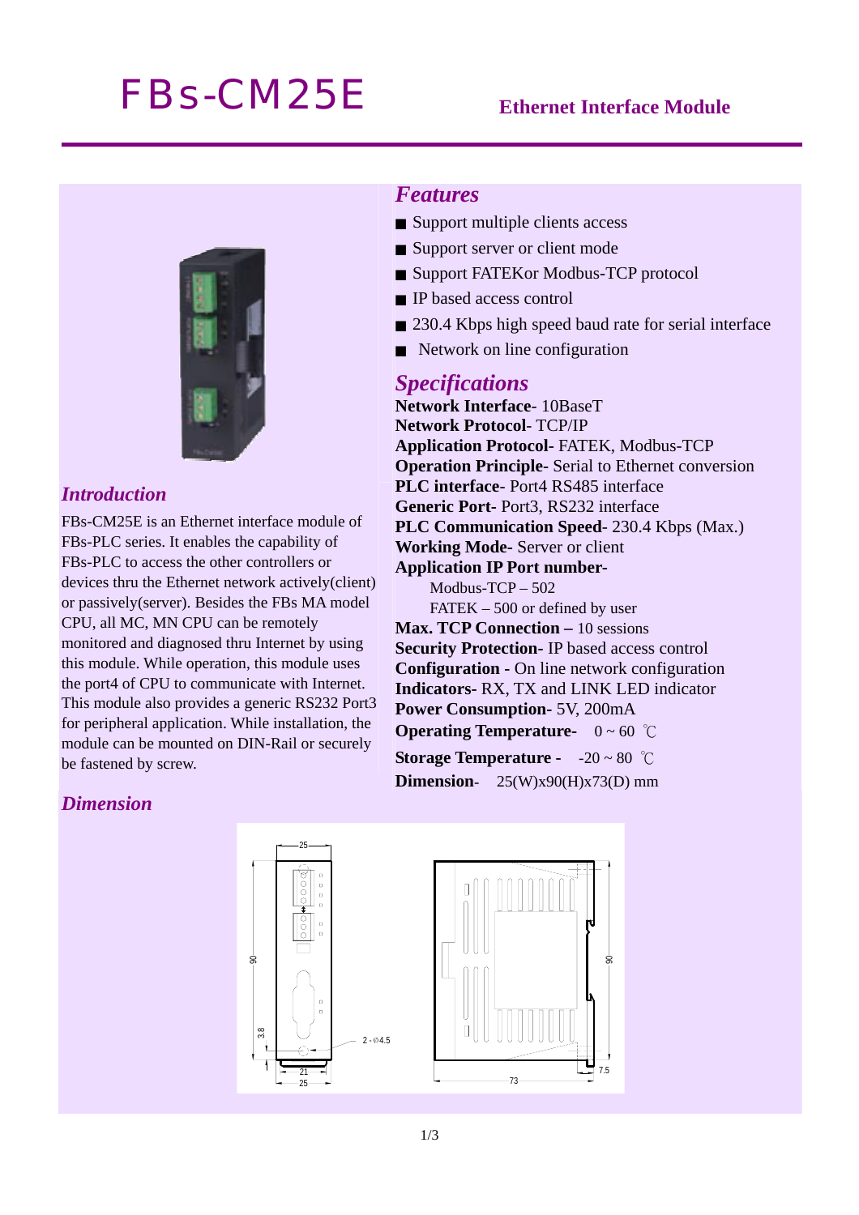# FBs-CM25E

**Ethernet Interface Module**

## Introduction

FBs-CM25E is an Ethernet interface module of FBs-PLC series. It enables the capability of FBs-PLC to access the other controllers or devices thru the Ethernet network actively(client) or passively(server). Besides the FBs MA model CPU, all MC, MN CPU can be remotely monitored and diagnosed thru Internet by using this module. While operation, this module uses the port4 of CPU to communicate with Internet. This module also provides a generic RS232 Port3 for peripheral application. While installation, the module can be mounted on DIN-Rail or securely be fastened by screw.

## Features

- Support multiple clients access
- Support server or client mode
- Support FATEKor Modbus-TCP protocol
- IP based access control
- 230.4 Kbps high speed baud rate for serial interface
- Network on line configuration

## Specifications

**Network Interface**- 10BaseT
**Network Protocol**- TCP/IP
**Application Protocol**- FATEK, Modbus-TCP
**Operation Principle-** Serial to Ethernet conversion
**PLC interface**- Port4 RS485 interface
**Generic Port**- Port3, RS232 interface
**PLC Communication Speed**- 230.4 Kbps (Max.)
**Working Mode**- Server or client
**Application IP Port number-**
  Modbus-TCP – 502
  FATEK – 500 or defined by user
**Max. TCP Connection –** 10 sessions
**Security Protection**- IP based access control
**Configuration -** On line network configuration
**Indicators**- RX, TX and LINK LED indicator
**Power Consumption**- 5V, 200mA
**Operating Temperature**- 0 ~ 60 ℃
**Storage Temperature -** -20 ~ 80 ℃
**Dimension**- 25(W)x90(H)x73(D) mm

## Dimension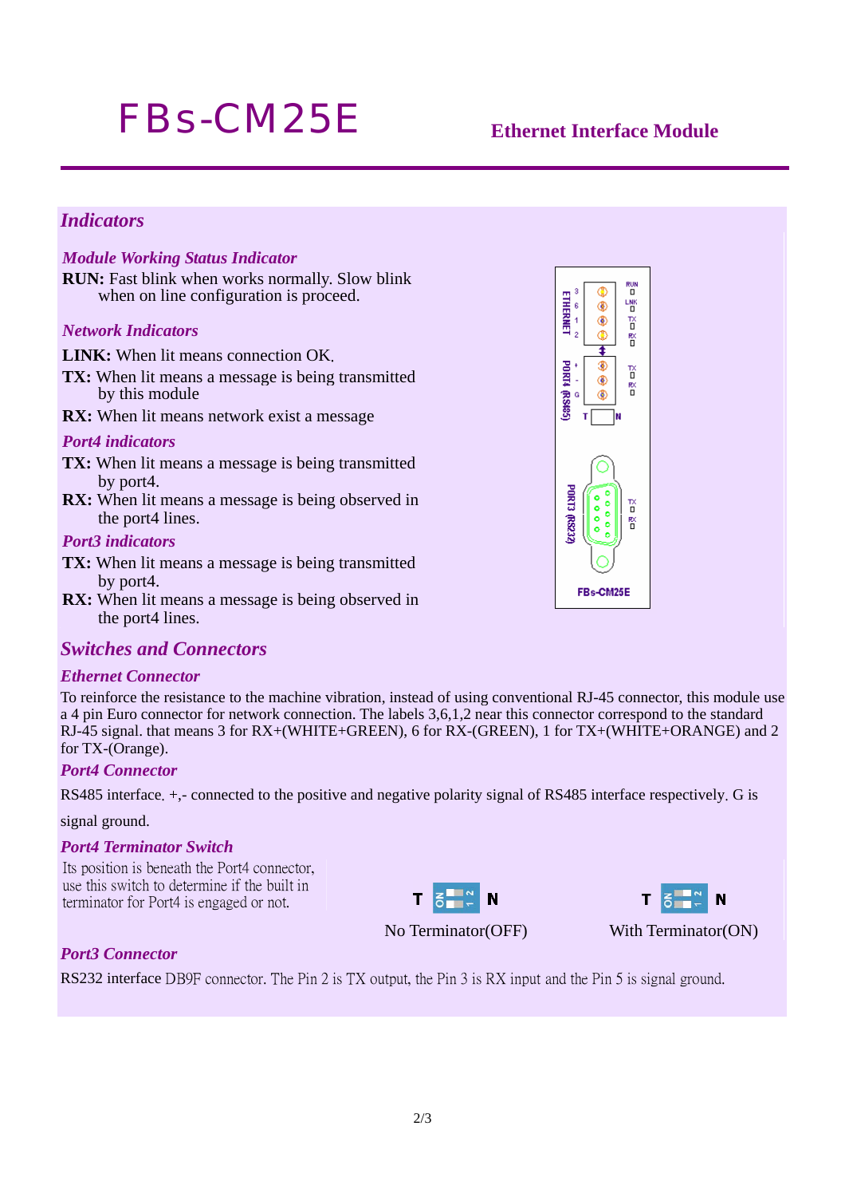# FBs-CM25E

**Ethernet Interface Module**

## Indicators

### Module Working Status Indicator

**RUN:** Fast blink when works normally. Slow blink when on line configuration is proceed.

### Network Indicators

**LINK:** When lit means connection OK.

**TX:** When lit means a message is being transmitted by this module

**RX:** When lit means network exist a message

### Port4 indicators

**TX:** When lit means a message is being transmitted by port4.

**RX:** When lit means a message is being observed in the port4 lines.

### Port3 indicators

**TX:** When lit means a message is being transmitted by port4.

**RX:** When lit means a message is being observed in the port4 lines.

## Switches and Connectors

### Ethernet Connector

To reinforce the resistance to the machine vibration, instead of using conventional RJ-45 connector, this module use a 4 pin Euro connector for network connection. The labels 3,6,1,2 near this connector correspond to the standard RJ-45 signal. that means 3 for RX+(WHITE+GREEN), 6 for RX-(GREEN), 1 for TX+(WHITE+ORANGE) and 2 for TX-(Orange).

### Port4 Connector

RS485 interface. +,- connected to the positive and negative polarity signal of RS485 interface respectively. G is signal ground.

### Port4 Terminator Switch

Its position is beneath the Port4 connector, use this switch to determine if the built in terminator for Port4 is engaged or not.

No Terminator(OFF)

With Terminator(ON)

### Port3 Connector

RS232 interface DB9F connector. The Pin 2 is TX output, the Pin 3 is RX input and the Pin 5 is signal ground.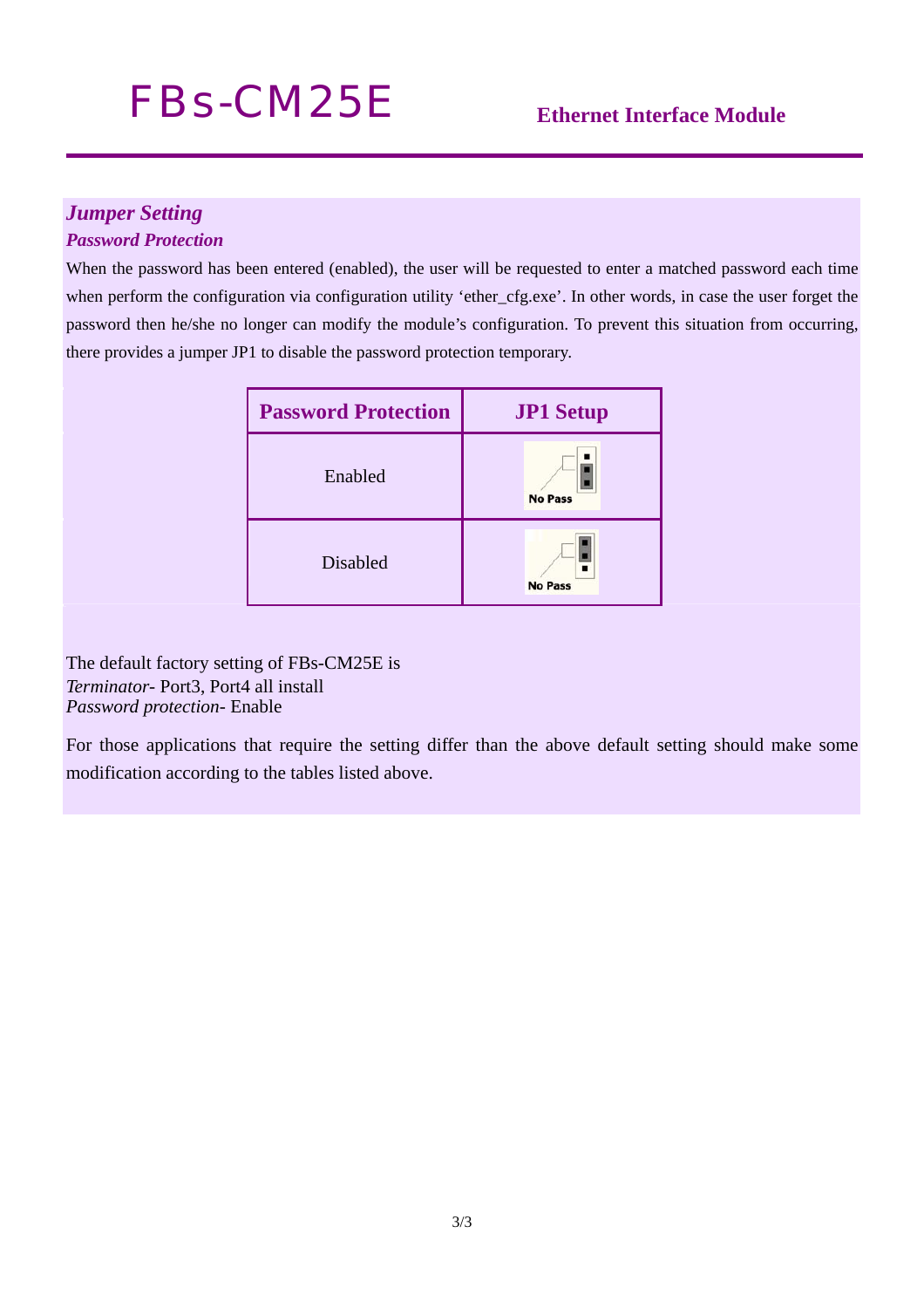## Jumper Setting

### Password Protection

When the password has been entered (enabled), the user will be requested to enter a matched password each time when perform the configuration via configuration utility 'ether_cfg.exe'. In other words, in case the user forget the password then he/she no longer can modify the module's configuration. To prevent this situation from occurring, there provides a jumper JP1 to disable the password protection temporary.

| Password Protection | JP1 Setup |
|---|---|
| Enabled | No Pass |
| Disabled | No Pass |

The default factory setting of FBs-CM25E is
*Terminator*- Port3, Port4 all install
*Password protection*- Enable

For those applications that require the setting differ than the above default setting should make some modification according to the tables listed above.